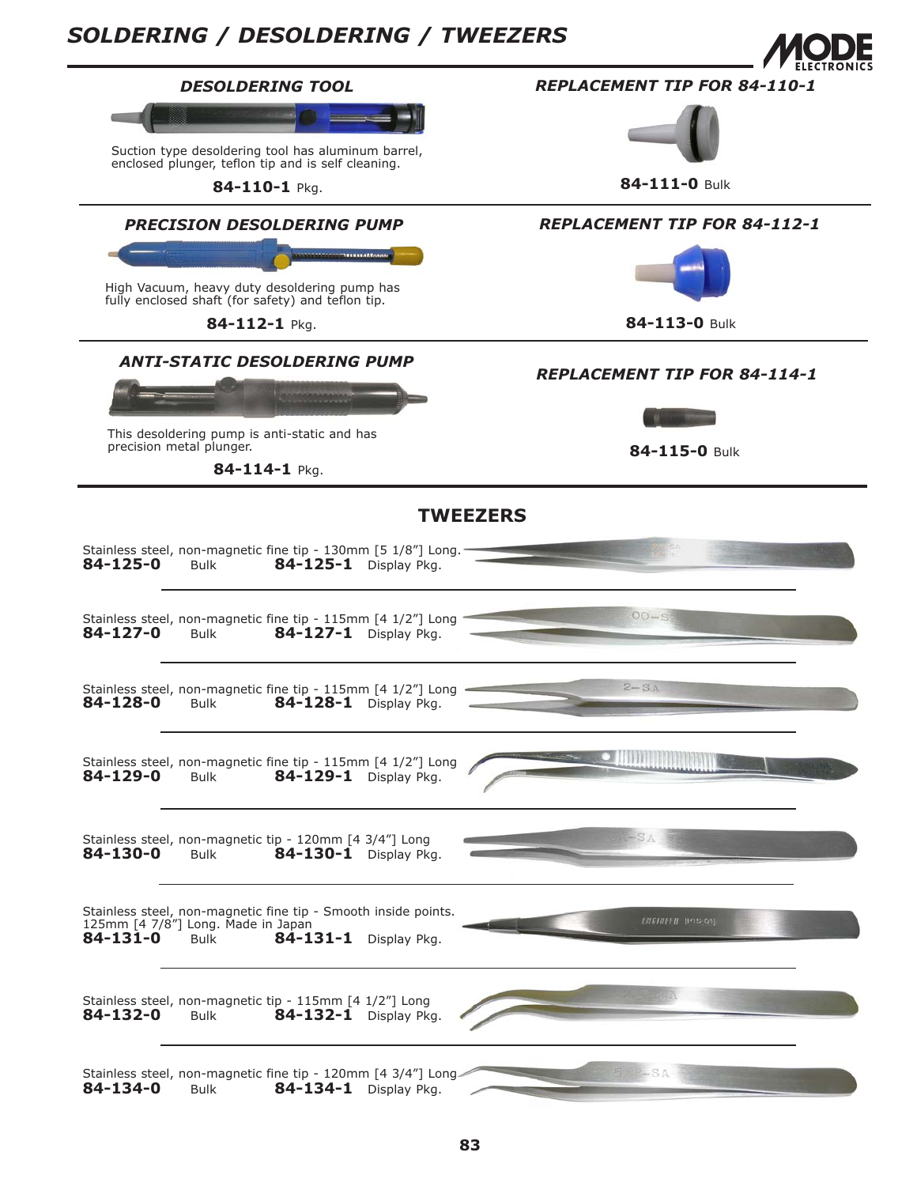# SOLDERING / DESOLDERING / TWEEZERS

MODE ELECTRONICS

### *DESOLDERING TOOL*

Suction type desoldering tool has aluminum barrel, enclosed plunger, teflon tip and is self cleaning.

**84-110-1** Pkg.

### *REPLACEMENT TIP FOR 84-110-1*

**84-111-0** Bulk

### *PRECISION DESOLDERING PUMP*

High Vacuum, heavy duty desoldering pump has fully enclosed shaft (for safety) and teflon tip.

**84-112-1** Pkg.

### *REPLACEMENT TIP FOR 84-112-1*

**84-113-0** Bulk

### *ANTI-STATIC DESOLDERING PUMP*

This desoldering pump is anti-static and has precision metal plunger.

**84-114-1** Pkg.

### *REPLACEMENT TIP FOR 84-114-1*

**84-115-0** Bulk

## TWEEZERS

Stainless steel, non-magnetic fine tip - 130mm [5 1/8"] Long.
**84-125-0** Bulk **84-125-1** Display Pkg.

Stainless steel, non-magnetic fine tip - 115mm [4 1/2"] Long
**84-127-0** Bulk **84-127-1** Display Pkg.

Stainless steel, non-magnetic fine tip - 115mm [4 1/2"] Long
**84-128-0** Bulk **84-128-1** Display Pkg.

Stainless steel, non-magnetic fine tip - 115mm [4 1/2"] Long
**84-129-0** Bulk **84-129-1** Display Pkg.

Stainless steel, non-magnetic tip - 120mm [4 3/4"] Long
**84-130-0** Bulk **84-130-1** Display Pkg.

Stainless steel, non-magnetic fine tip - Smooth inside points. 125mm [4 7/8"] Long. Made in Japan
**84-131-0** Bulk **84-131-1** Display Pkg.

Stainless steel, non-magnetic tip - 115mm [4 1/2"] Long
**84-132-0** Bulk **84-132-1** Display Pkg.

Stainless steel, non-magnetic fine tip - 120mm [4 3/4"] Long
**84-134-0** Bulk **84-134-1** Display Pkg.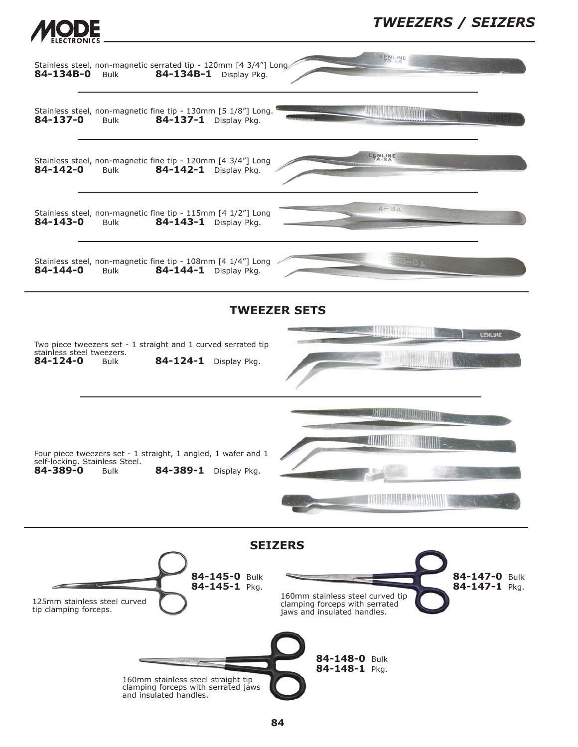# TWEEZERS / SEIZERS

Stainless steel, non-magnetic serrated tip - 120mm [4 3/4"] Long
**84-134B-0** Bulk **84-134B-1** Display Pkg.

Stainless steel, non-magnetic fine tip - 130mm [5 1/8"] Long.
**84-137-0** Bulk **84-137-1** Display Pkg.

Stainless steel, non-magnetic fine tip - 120mm [4 3/4"] Long
**84-142-0** Bulk **84-142-1** Display Pkg.

Stainless steel, non-magnetic fine tip - 115mm [4 1/2"] Long
**84-143-0** Bulk **84-143-1** Display Pkg.

Stainless steel, non-magnetic fine tip - 108mm [4 1/4"] Long
**84-144-0** Bulk **84-144-1** Display Pkg.

## TWEEZER SETS

Two piece tweezers set - 1 straight and 1 curved serrated tip stainless steel tweezers.
**84-124-0** Bulk **84-124-1** Display Pkg.

Four piece tweezers set - 1 straight, 1 angled, 1 wafer and 1 self-locking. Stainless Steel.
**84-389-0** Bulk **84-389-1** Display Pkg.

## SEIZERS

**84-145-0** Bulk
**84-145-1** Pkg.

125mm stainless steel curved tip clamping forceps.

**84-147-0** Bulk
**84-147-1** Pkg.

160mm stainless steel curved tip clamping forceps with serrated jaws and insulated handles.

**84-148-0** Bulk
**84-148-1** Pkg.

160mm stainless steel straight tip clamping forceps with serrated jaws and insulated handles.